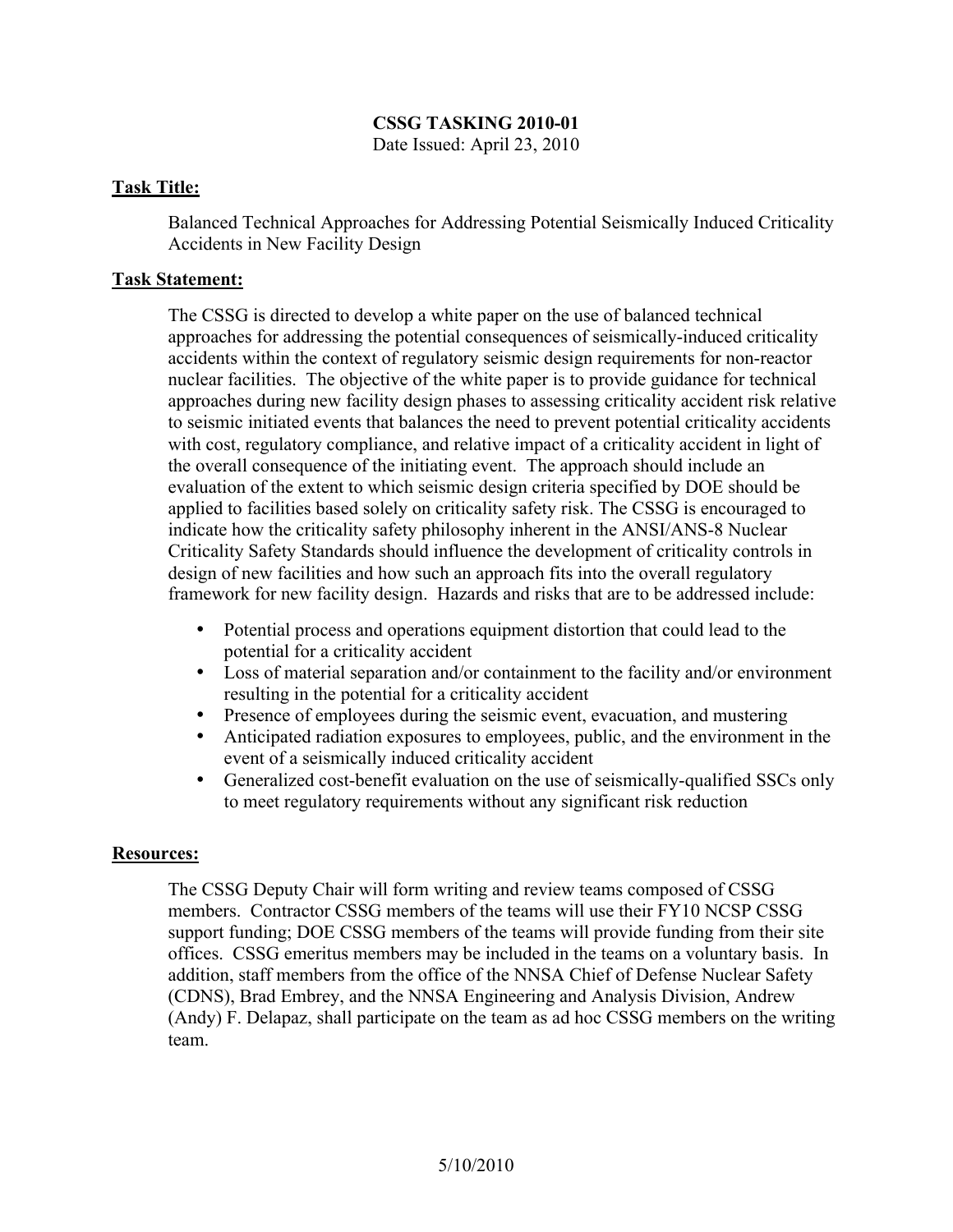# CSSG TASKING 2010-01

Date Issued: April 23, 2010

## Task Title:

Balanced Technical Approaches for Addressing Potential Seismically Induced Criticality Accidents in New Facility Design

## Task Statement:

The CSSG is directed to develop a white paper on the use of balanced technical approaches for addressing the potential consequences of seismically-induced criticality accidents within the context of regulatory seismic design requirements for non-reactor nuclear facilities. The objective of the white paper is to provide guidance for technical approaches during new facility design phases to assessing criticality accident risk relative to seismic initiated events that balances the need to prevent potential criticality accidents with cost, regulatory compliance, and relative impact of a criticality accident in light of the overall consequence of the initiating event. The approach should include an evaluation of the extent to which seismic design criteria specified by DOE should be applied to facilities based solely on criticality safety risk. The CSSG is encouraged to indicate how the criticality safety philosophy inherent in the ANSI/ANS-8 Nuclear Criticality Safety Standards should influence the development of criticality controls in design of new facilities and how such an approach fits into the overall regulatory framework for new facility design. Hazards and risks that are to be addressed include:

- Potential process and operations equipment distortion that could lead to the potential for a criticality accident
- Loss of material separation and/or containment to the facility and/or environment resulting in the potential for a criticality accident
- Presence of employees during the seismic event, evacuation, and mustering
- Anticipated radiation exposures to employees, public, and the environment in the event of a seismically induced criticality accident
- Generalized cost-benefit evaluation on the use of seismically-qualified SSCs only to meet regulatory requirements without any significant risk reduction

## Resources:

The CSSG Deputy Chair will form writing and review teams composed of CSSG members. Contractor CSSG members of the teams will use their FY10 NCSP CSSG support funding; DOE CSSG members of the teams will provide funding from their site offices. CSSG emeritus members may be included in the teams on a voluntary basis. In addition, staff members from the office of the NNSA Chief of Defense Nuclear Safety (CDNS), Brad Embrey, and the NNSA Engineering and Analysis Division, Andrew (Andy) F. Delapaz, shall participate on the team as ad hoc CSSG members on the writing team.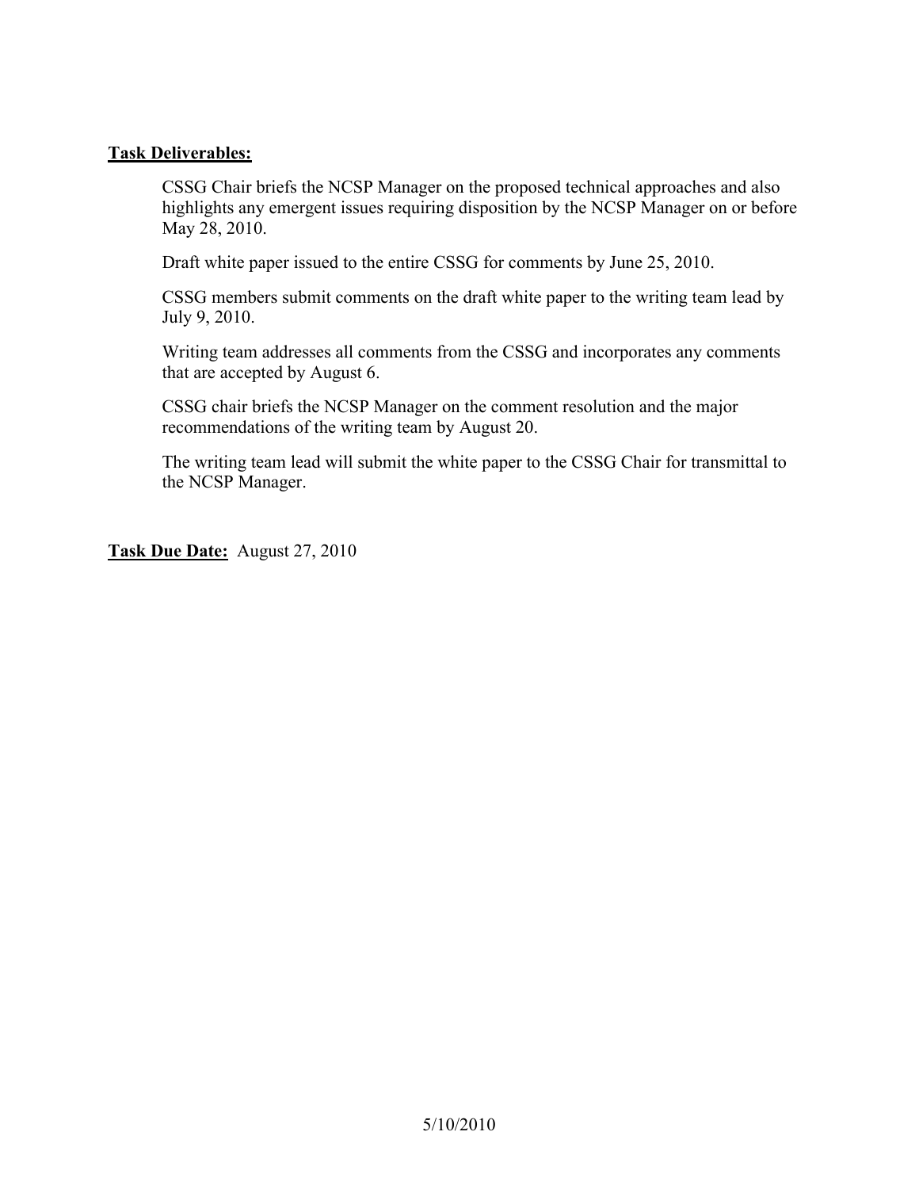**Task Deliverables:**

CSSG Chair briefs the NCSP Manager on the proposed technical approaches and also highlights any emergent issues requiring disposition by the NCSP Manager on or before May 28, 2010.

Draft white paper issued to the entire CSSG for comments by June 25, 2010.

CSSG members submit comments on the draft white paper to the writing team lead by July 9, 2010.

Writing team addresses all comments from the CSSG and incorporates any comments that are accepted by August 6.

CSSG chair briefs the NCSP Manager on the comment resolution and the major recommendations of the writing team by August 20.

The writing team lead will submit the white paper to the CSSG Chair for transmittal to the NCSP Manager.

**Task Due Date:** August 27, 2010

5/10/2010